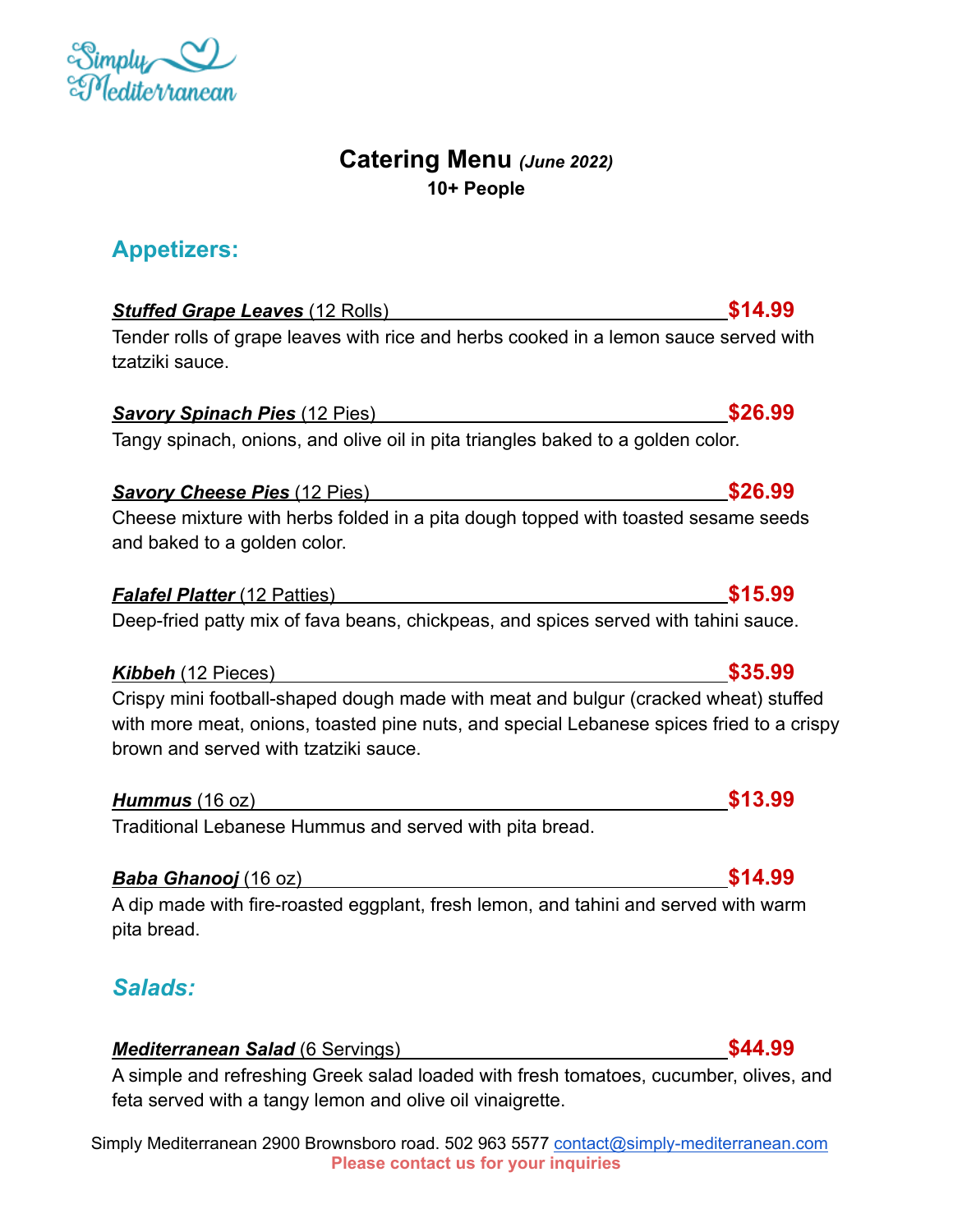Simply Mediterranean

# Catering Menu *(June 2022)*

**10+ People**

## Appetizers:

***Stuffed Grape Leaves*** (12 Rolls) **$14.99**

Tender rolls of grape leaves with rice and herbs cooked in a lemon sauce served with tzatziki sauce.

***Savory Spinach Pies*** (12 Pies) **$26.99**

Tangy spinach, onions, and olive oil in pita triangles baked to a golden color.

***Savory Cheese Pies*** (12 Pies) **$26.99**

Cheese mixture with herbs folded in a pita dough topped with toasted sesame seeds and baked to a golden color.

***Falafel Platter*** (12 Patties) **$15.99**

Deep-fried patty mix of fava beans, chickpeas, and spices served with tahini sauce.

***Kibbeh*** (12 Pieces) **$35.99**

Crispy mini football-shaped dough made with meat and bulgur (cracked wheat) stuffed with more meat, onions, toasted pine nuts, and special Lebanese spices fried to a crispy brown and served with tzatziki sauce.

***Hummus*** (16 oz) **$13.99**

Traditional Lebanese Hummus and served with pita bread.

***Baba Ghanooj*** (16 oz) **$14.99**

A dip made with fire-roasted eggplant, fresh lemon, and tahini and served with warm pita bread.

## *Salads:*

***Mediterranean Salad*** (6 Servings) **$44.99**

A simple and refreshing Greek salad loaded with fresh tomatoes, cucumber, olives, and feta served with a tangy lemon and olive oil vinaigrette.

Simply Mediterranean 2900 Brownsboro road. 502 963 5577 contact@simply-mediterranean.com

**Please contact us for your inquiries**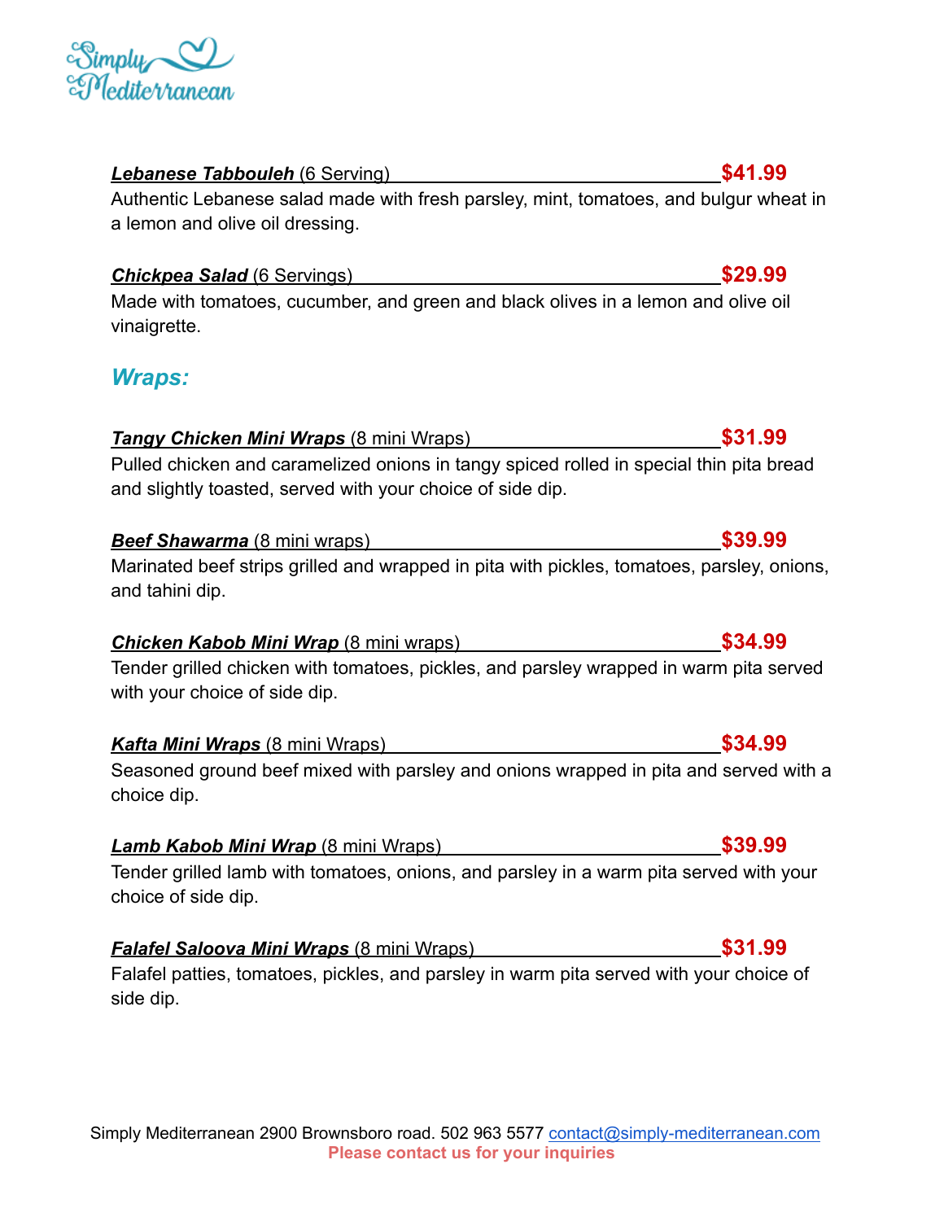Simply Mediterranean

***Lebanese Tabbouleh*** (6 Serving) **$41.99**

Authentic Lebanese salad made with fresh parsley, mint, tomatoes, and bulgur wheat in a lemon and olive oil dressing.

***Chickpea Salad*** (6 Servings) **$29.99**

Made with tomatoes, cucumber, and green and black olives in a lemon and olive oil vinaigrette.

## *Wraps:*

***Tangy Chicken Mini Wraps*** (8 mini Wraps) **$31.99**

Pulled chicken and caramelized onions in tangy spiced rolled in special thin pita bread and slightly toasted, served with your choice of side dip.

***Beef Shawarma*** (8 mini wraps) **$39.99**

Marinated beef strips grilled and wrapped in pita with pickles, tomatoes, parsley, onions, and tahini dip.

***Chicken Kabob Mini Wrap*** (8 mini wraps) **$34.99**

Tender grilled chicken with tomatoes, pickles, and parsley wrapped in warm pita served with your choice of side dip.

***Kafta Mini Wraps*** (8 mini Wraps) **$34.99**

Seasoned ground beef mixed with parsley and onions wrapped in pita and served with a choice dip.

***Lamb Kabob Mini Wrap*** (8 mini Wraps) **$39.99**

Tender grilled lamb with tomatoes, onions, and parsley in a warm pita served with your choice of side dip.

***Falafel Saloova Mini Wraps*** (8 mini Wraps) **$31.99**

Falafel patties, tomatoes, pickles, and parsley in warm pita served with your choice of side dip.

Simply Mediterranean 2900 Brownsboro road. 502 963 5577 contact@simply-mediterranean.com

**Please contact us for your inquiries**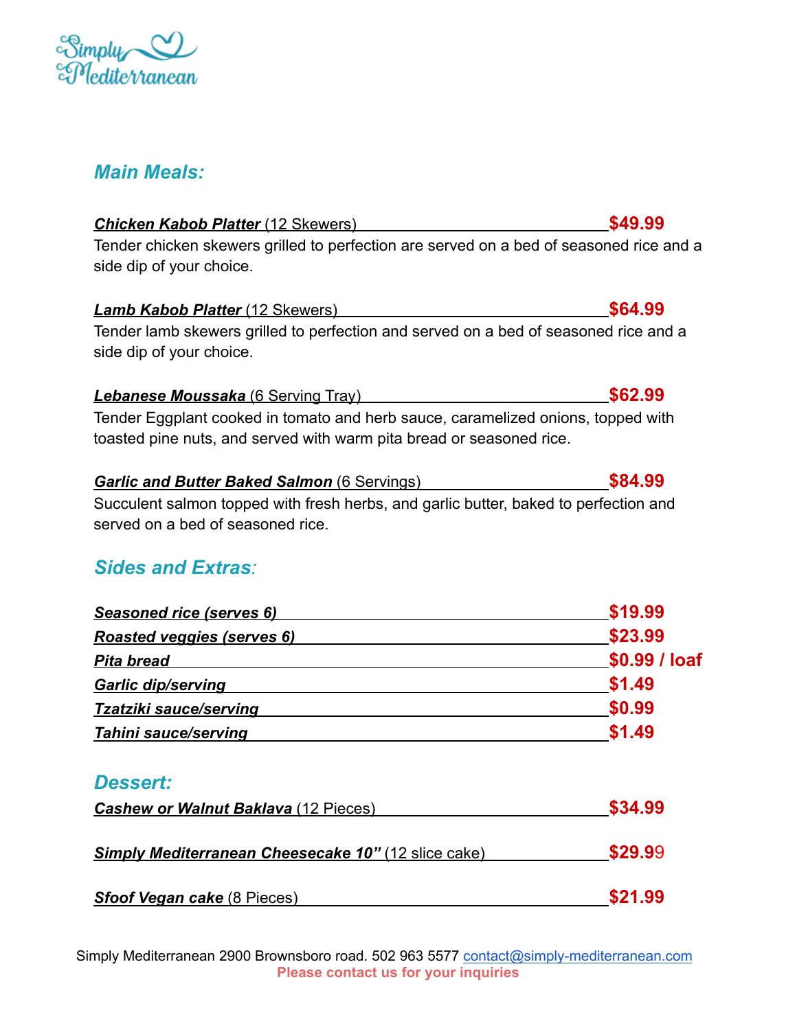Simply Mediterranean

## Main Meals:

***Chicken Kabob Platter*** (12 Skewers) **$49.99**

Tender chicken skewers grilled to perfection are served on a bed of seasoned rice and a side dip of your choice.

***Lamb Kabob Platter*** (12 Skewers) **$64.99**

Tender lamb skewers grilled to perfection and served on a bed of seasoned rice and a side dip of your choice.

***Lebanese Moussaka*** (6 Serving Tray) **$62.99**

Tender Eggplant cooked in tomato and herb sauce, caramelized onions, topped with toasted pine nuts, and served with warm pita bread or seasoned rice.

***Garlic and Butter Baked Salmon*** (6 Servings) **$84.99**

Succulent salmon topped with fresh herbs, and garlic butter, baked to perfection and served on a bed of seasoned rice.

## Sides and Extras:

***Seasoned rice (serves 6)*** **$19.99**

***Roasted veggies (serves 6)*** **$23.99**

***Pita bread*** **$0.99 / loaf**

***Garlic dip/serving*** **$1.49**

***Tzatziki sauce/serving*** **$0.99**

***Tahini sauce/serving*** **$1.49**

## Dessert:

***Cashew or Walnut Baklava*** (12 Pieces) **$34.99**

***Simply Mediterranean Cheesecake 10"*** (12 slice cake) **$29.99**

***Sfoof Vegan cake*** (8 Pieces) **$21.99**

Simply Mediterranean 2900 Brownsboro road. 502 963 5577 contact@simply-mediterranean.com

**Please contact us for your inquiries**